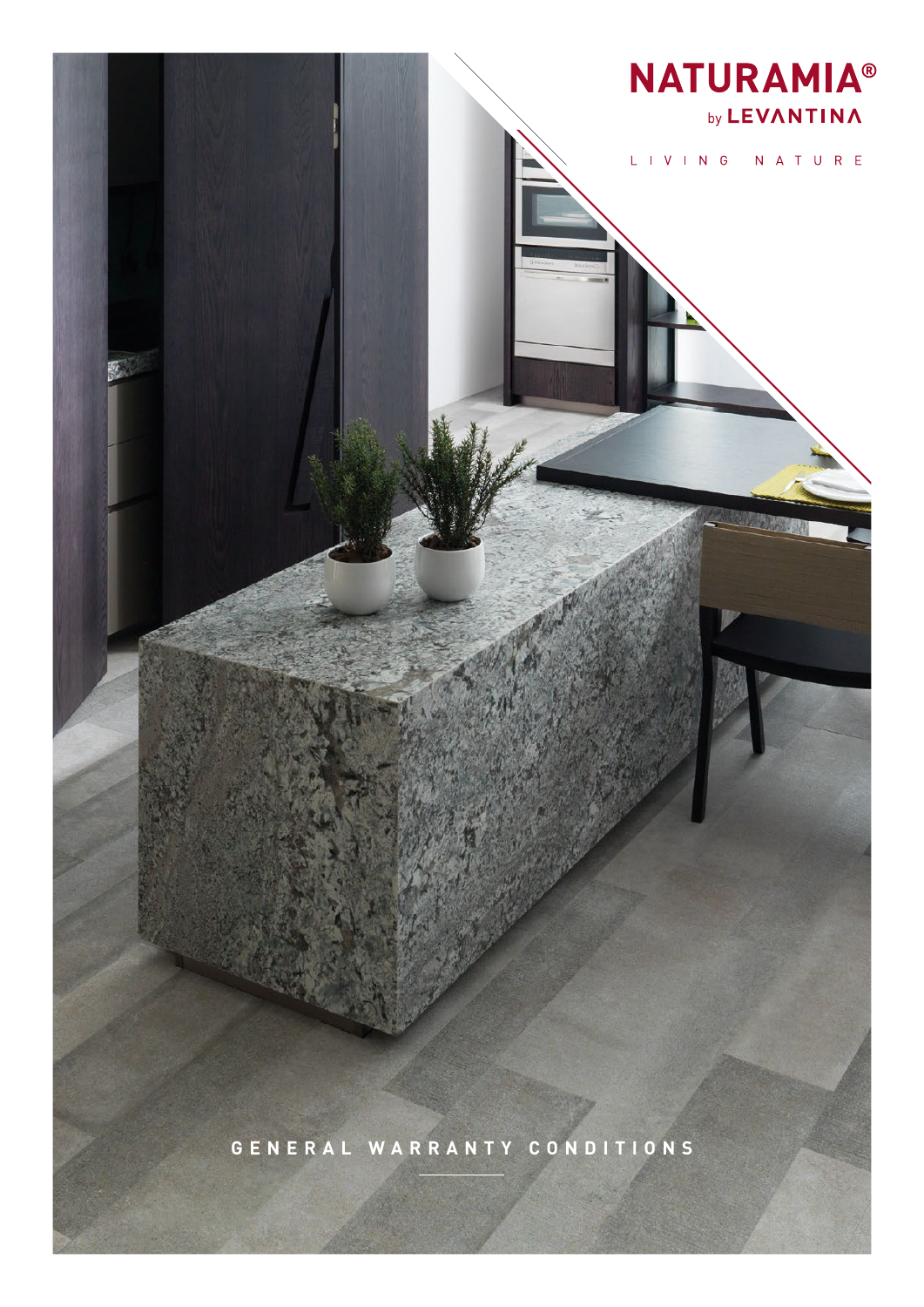# NATURAMIA®

by LEVANTINA

LIVING NATURE

## GENERAL WARRANTY CONDITIONS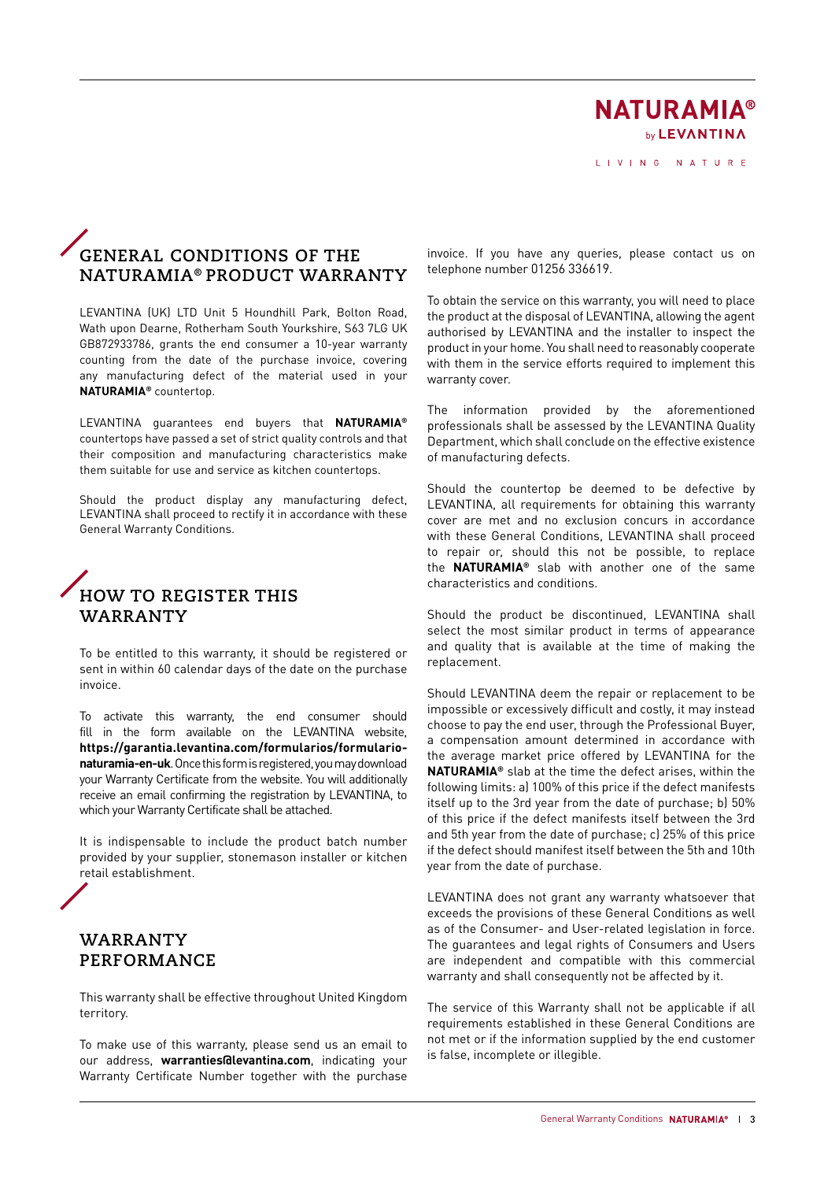## GENERAL CONDITIONS OF THE NATURAMIA® PRODUCT WARRANTY

LEVANTINA (UK) LTD Unit 5 Houndhill Park, Bolton Road, Wath upon Dearne, Rotherham South Yourkshire, S63 7LG UK GB872933786, grants the end consumer a 10-year warranty counting from the date of the purchase invoice, covering any manufacturing defect of the material used in your **NATURAMIA®** countertop.

LEVANTINA guarantees end buyers that **NATURAMIA®** countertops have passed a set of strict quality controls and that their composition and manufacturing characteristics make them suitable for use and service as kitchen countertops.

Should the product display any manufacturing defect, LEVANTINA shall proceed to rectify it in accordance with these General Warranty Conditions.

## HOW TO REGISTER THIS WARRANTY

To be entitled to this warranty, it should be registered or sent in within 60 calendar days of the date on the purchase invoice.

To activate this warranty, the end consumer should fill in the form available on the LEVANTINA website, **https://garantia.levantina.com/formularios/formulario-naturamia-en-uk**. Once this form is registered, you may download your Warranty Certificate from the website. You will additionally receive an email confirming the registration by LEVANTINA, to which your Warranty Certificate shall be attached.

It is indispensable to include the product batch number provided by your supplier, stonemason installer or kitchen retail establishment.

## WARRANTY PERFORMANCE

This warranty shall be effective throughout United Kingdom territory.

To make use of this warranty, please send us an email to our address, **warranties@levantina.com**, indicating your Warranty Certificate Number together with the purchase invoice. If you have any queries, please contact us on telephone number 01256 336619.

To obtain the service on this warranty, you will need to place the product at the disposal of LEVANTINA, allowing the agent authorised by LEVANTINA and the installer to inspect the product in your home. You shall need to reasonably cooperate with them in the service efforts required to implement this warranty cover.

The information provided by the aforementioned professionals shall be assessed by the LEVANTINA Quality Department, which shall conclude on the effective existence of manufacturing defects.

Should the countertop be deemed to be defective by LEVANTINA, all requirements for obtaining this warranty cover are met and no exclusion concurs in accordance with these General Conditions, LEVANTINA shall proceed to repair or, should this not be possible, to replace the **NATURAMIA®** slab with another one of the same characteristics and conditions.

Should the product be discontinued, LEVANTINA shall select the most similar product in terms of appearance and quality that is available at the time of making the replacement.

Should LEVANTINA deem the repair or replacement to be impossible or excessively difficult and costly, it may instead choose to pay the end user, through the Professional Buyer, a compensation amount determined in accordance with the average market price offered by LEVANTINA for the **NATURAMIA®** slab at the time the defect arises, within the following limits: a) 100% of this price if the defect manifests itself up to the 3rd year from the date of purchase; b) 50% of this price if the defect manifests itself between the 3rd and 5th year from the date of purchase; c) 25% of this price if the defect should manifest itself between the 5th and 10th year from the date of purchase.

LEVANTINA does not grant any warranty whatsoever that exceeds the provisions of these General Conditions as well as of the Consumer- and User-related legislation in force. The guarantees and legal rights of Consumers and Users are independent and compatible with this commercial warranty and shall consequently not be affected by it.

The service of this Warranty shall not be applicable if all requirements established in these General Conditions are not met or if the information supplied by the end customer is false, incomplete or illegible.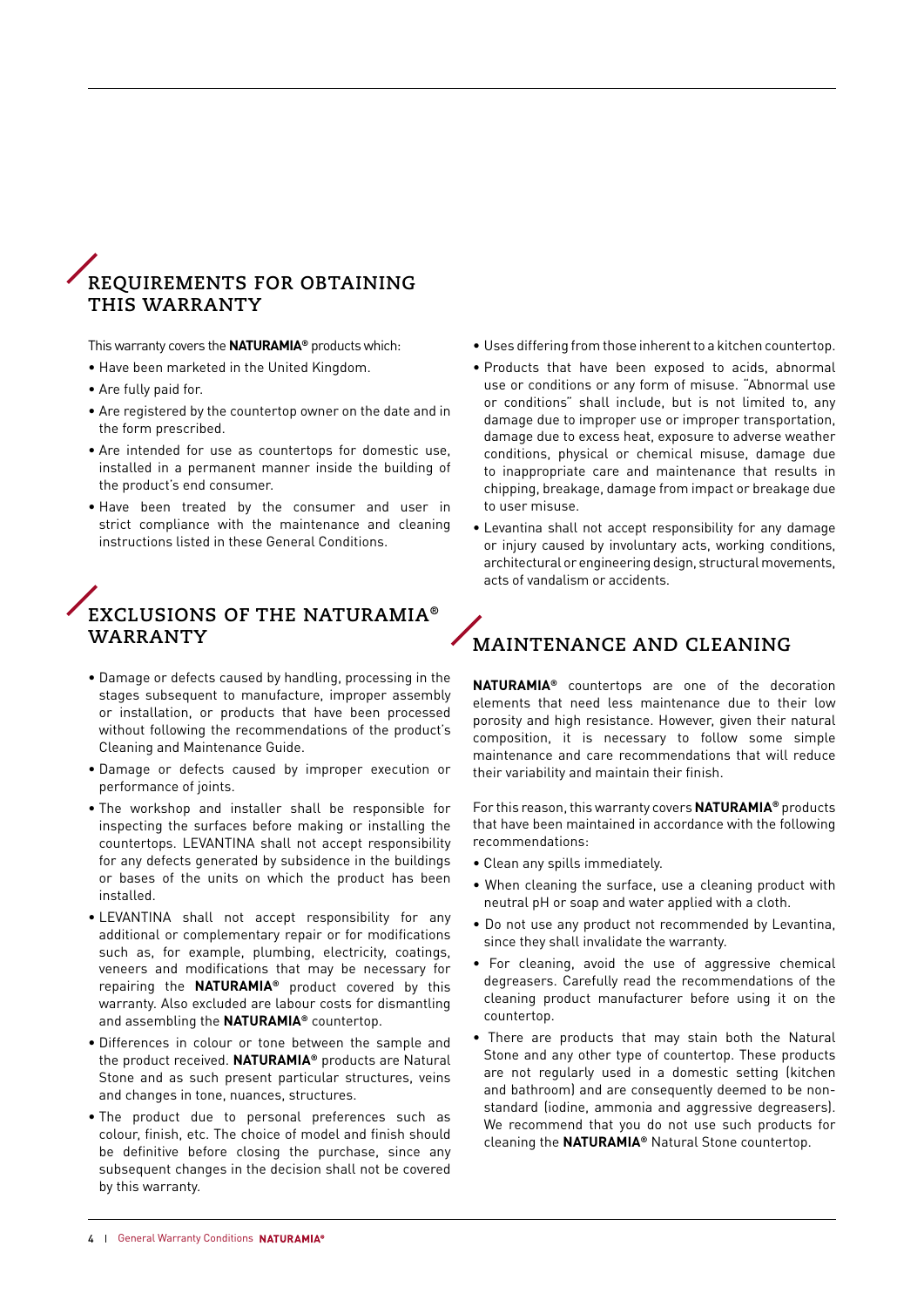## REQUIREMENTS FOR OBTAINING THIS WARRANTY

This warranty covers the **NATURAMIA®** products which:

- Have been marketed in the United Kingdom.
- Are fully paid for.
- Are registered by the countertop owner on the date and in the form prescribed.
- Are intended for use as countertops for domestic use, installed in a permanent manner inside the building of the product's end consumer.
- Have been treated by the consumer and user in strict compliance with the maintenance and cleaning instructions listed in these General Conditions.

## EXCLUSIONS OF THE NATURAMIA® WARRANTY

- Damage or defects caused by handling, processing in the stages subsequent to manufacture, improper assembly or installation, or products that have been processed without following the recommendations of the product's Cleaning and Maintenance Guide.
- Damage or defects caused by improper execution or performance of joints.
- The workshop and installer shall be responsible for inspecting the surfaces before making or installing the countertops. LEVANTINA shall not accept responsibility for any defects generated by subsidence in the buildings or bases of the units on which the product has been installed.
- LEVANTINA shall not accept responsibility for any additional or complementary repair or for modifications such as, for example, plumbing, electricity, coatings, veneers and modifications that may be necessary for repairing the **NATURAMIA®** product covered by this warranty. Also excluded are labour costs for dismantling and assembling the **NATURAMIA®** countertop.
- Differences in colour or tone between the sample and the product received. **NATURAMIA®** products are Natural Stone and as such present particular structures, veins and changes in tone, nuances, structures.
- The product due to personal preferences such as colour, finish, etc. The choice of model and finish should be definitive before closing the purchase, since any subsequent changes in the decision shall not be covered by this warranty.
- Uses differing from those inherent to a kitchen countertop.
- Products that have been exposed to acids, abnormal use or conditions or any form of misuse. "Abnormal use or conditions" shall include, but is not limited to, any damage due to improper use or improper transportation, damage due to excess heat, exposure to adverse weather conditions, physical or chemical misuse, damage due to inappropriate care and maintenance that results in chipping, breakage, damage from impact or breakage due to user misuse.
- Levantina shall not accept responsibility for any damage or injury caused by involuntary acts, working conditions, architectural or engineering design, structural movements, acts of vandalism or accidents.

## MAINTENANCE AND CLEANING

**NATURAMIA®** countertops are one of the decoration elements that need less maintenance due to their low porosity and high resistance. However, given their natural composition, it is necessary to follow some simple maintenance and care recommendations that will reduce their variability and maintain their finish.

For this reason, this warranty covers **NATURAMIA®** products that have been maintained in accordance with the following recommendations:

- Clean any spills immediately.
- When cleaning the surface, use a cleaning product with neutral pH or soap and water applied with a cloth.
- Do not use any product not recommended by Levantina, since they shall invalidate the warranty.
- For cleaning, avoid the use of aggressive chemical degreasers. Carefully read the recommendations of the cleaning product manufacturer before using it on the countertop.
- There are products that may stain both the Natural Stone and any other type of countertop. These products are not regularly used in a domestic setting (kitchen and bathroom) and are consequently deemed to be non-standard (iodine, ammonia and aggressive degreasers). We recommend that you do not use such products for cleaning the **NATURAMIA®** Natural Stone countertop.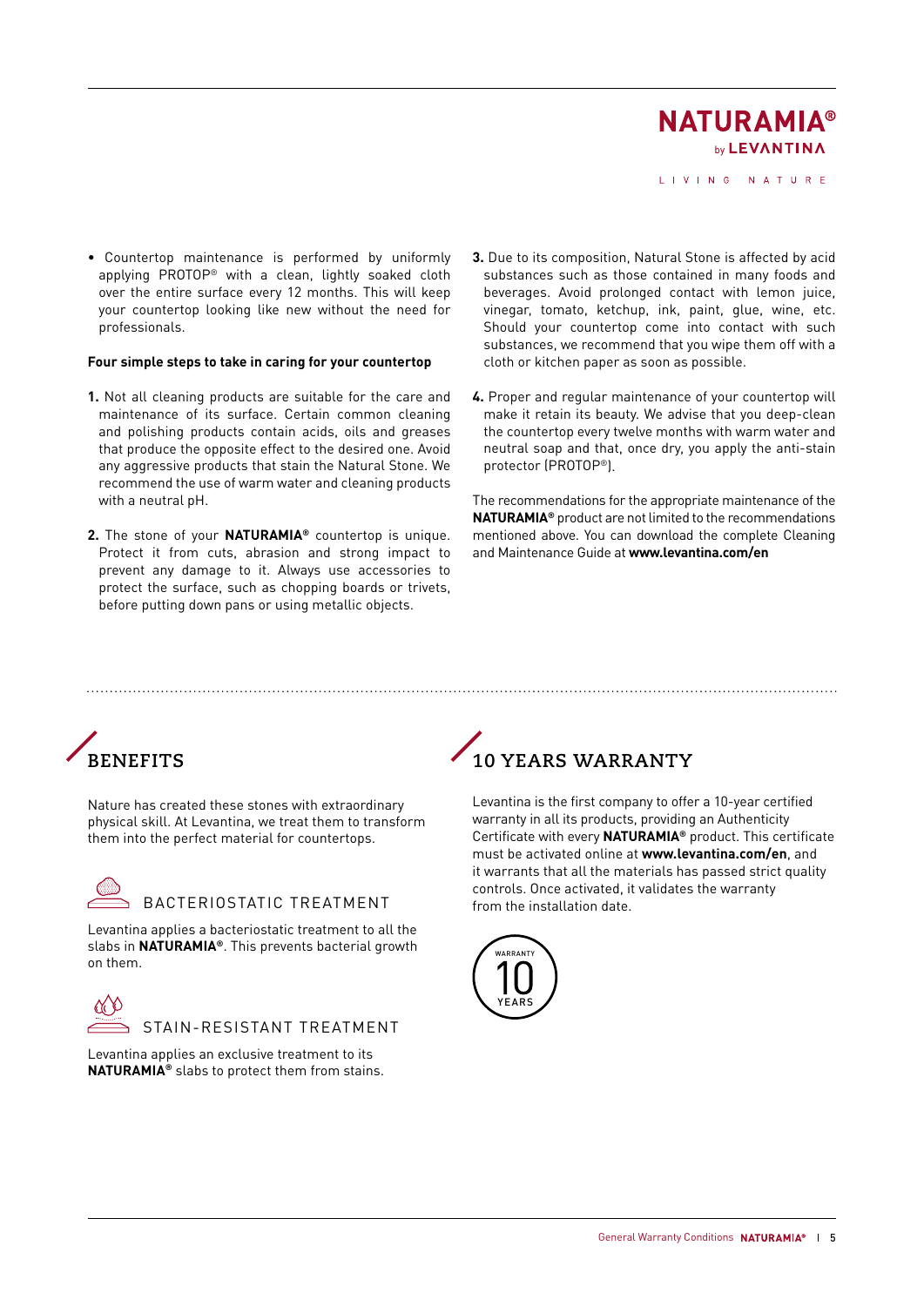- Countertop maintenance is performed by uniformly applying PROTOP® with a clean, lightly soaked cloth over the entire surface every 12 months. This will keep your countertop looking like new without the need for professionals.

**Four simple steps to take in caring for your countertop**

**1.** Not all cleaning products are suitable for the care and maintenance of its surface. Certain common cleaning and polishing products contain acids, oils and greases that produce the opposite effect to the desired one. Avoid any aggressive products that stain the Natural Stone. We recommend the use of warm water and cleaning products with a neutral pH.

**2.** The stone of your **NATURAMIA®** countertop is unique. Protect it from cuts, abrasion and strong impact to prevent any damage to it. Always use accessories to protect the surface, such as chopping boards or trivets, before putting down pans or using metallic objects.

**3.** Due to its composition, Natural Stone is affected by acid substances such as those contained in many foods and beverages. Avoid prolonged contact with lemon juice, vinegar, tomato, ketchup, ink, paint, glue, wine, etc. Should your countertop come into contact with such substances, we recommend that you wipe them off with a cloth or kitchen paper as soon as possible.

**4.** Proper and regular maintenance of your countertop will make it retain its beauty. We advise that you deep-clean the countertop every twelve months with warm water and neutral soap and that, once dry, you apply the anti-stain protector (PROTOP®).

The recommendations for the appropriate maintenance of the **NATURAMIA®** product are not limited to the recommendations mentioned above. You can download the complete Cleaning and Maintenance Guide at **www.levantina.com/en**

## BENEFITS

Nature has created these stones with extraordinary physical skill. At Levantina, we treat them to transform them into the perfect material for countertops.

### BACTERIOSTATIC TREATMENT

Levantina applies a bacteriostatic treatment to all the slabs in **NATURAMIA®**. This prevents bacterial growth on them.

### STAIN-RESISTANT TREATMENT

Levantina applies an exclusive treatment to its **NATURAMIA®** slabs to protect them from stains.

## 10 YEARS WARRANTY

Levantina is the first company to offer a 10-year certified warranty in all its products, providing an Authenticity Certificate with every **NATURAMIA®** product. This certificate must be activated online at **www.levantina.com/en**, and it warrants that all the materials has passed strict quality controls. Once activated, it validates the warranty from the installation date.

WARRANTY 10 YEARS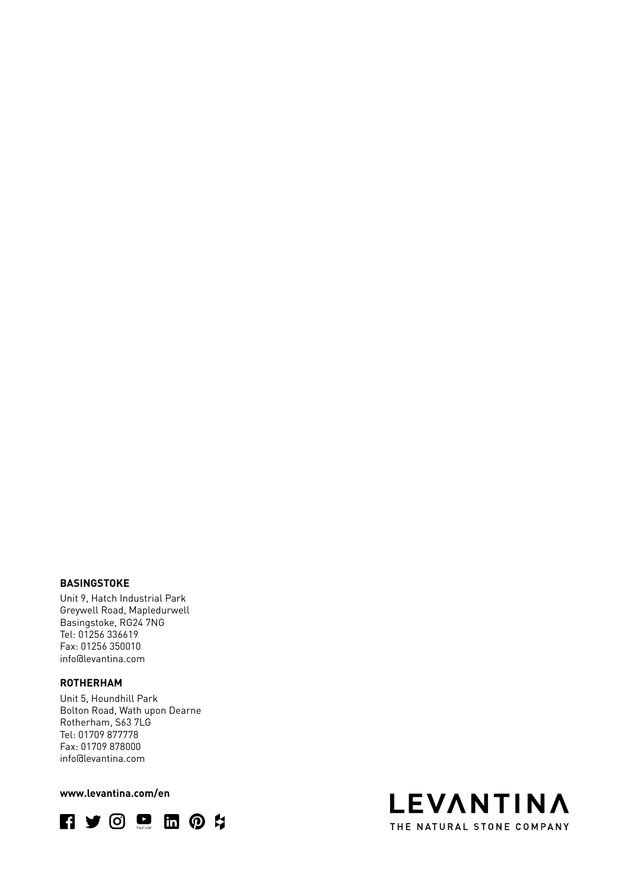**BASINGSTOKE**

Unit 9, Hatch Industrial Park
Greywell Road, Mapledurwell
Basingstoke, RG24 7NG
Tel: 01256 336619
Fax: 01256 350010
info@levantina.com

**ROTHERHAM**

Unit 5, Houndhill Park
Bolton Road, Wath upon Dearne
Rotherham, S63 7LG
Tel: 01709 877778
Fax: 01709 878000
info@levantina.com

**www.levantina.com/en**

LEVANTINA
THE NATURAL STONE COMPANY